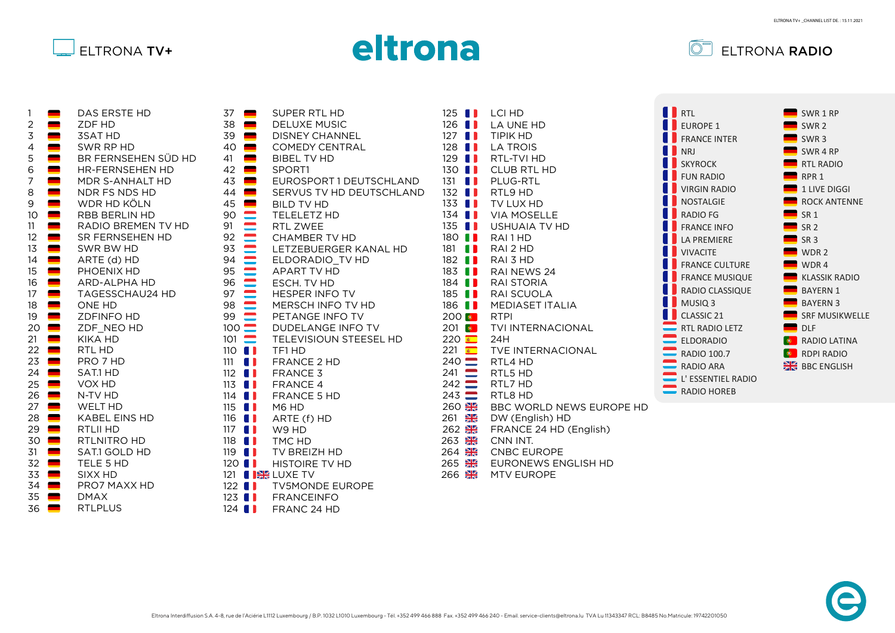# ELTRONA TV+

# eltrona

# ELTRONA RADIO

## ELTRONA TV+

| No. | Channel |
|---|---|
| 1 | DAS ERSTE HD |
| 2 | ZDF HD |
| 3 | 3SAT HD |
| 4 | SWR RP HD |
| 5 | BR FERNSEHEN SÜD HD |
| 6 | HR-FERNSEHEN HD |
| 7 | MDR S-ANHALT HD |
| 8 | NDR FS NDS HD |
| 9 | WDR HD KÖLN |
| 10 | RBB BERLIN HD |
| 11 | RADIO BREMEN TV HD |
| 12 | SR FERNSEHEN HD |
| 13 | SWR BW HD |
| 14 | ARTE (d) HD |
| 15 | PHOENIX HD |
| 16 | ARD-ALPHA HD |
| 17 | TAGESSCHAU24 HD |
| 18 | ONE HD |
| 19 | ZDFINFO HD |
| 20 | ZDF_NEO HD |
| 21 | KIKA HD |
| 22 | RTL HD |
| 23 | PRO 7 HD |
| 24 | SAT.1 HD |
| 25 | VOX HD |
| 26 | N-TV HD |
| 27 | WELT HD |
| 28 | KABEL EINS HD |
| 29 | RTLII HD |
| 30 | RTLNITRO HD |
| 31 | SAT.1 GOLD HD |
| 32 | TELE 5 HD |
| 33 | SIXX HD |
| 34 | PRO7 MAXX HD |
| 35 | DMAX |
| 36 | RTLPLUS |
| 37 | SUPER RTL HD |
| 38 | DELUXE MUSIC |
| 39 | DISNEY CHANNEL |
| 40 | COMEDY CENTRAL |
| 41 | BIBEL TV HD |
| 42 | SPORT1 |
| 43 | EUROSPORT 1 DEUTSCHLAND |
| 44 | SERVUS TV HD DEUTSCHLAND |
| 45 | BILD TV HD |
| 90 | TELELETZ HD |
| 91 | RTL ZWEE |
| 92 | CHAMBER TV HD |
| 93 | LETZEBUERGER KANAL HD |
| 94 | ELDORADIO_TV HD |
| 95 | APART TV HD |
| 96 | ESCH. TV HD |
| 97 | HESPER INFO TV |
| 98 | MERSCH INFO TV HD |
| 99 | PETANGE INFO TV |
| 100 | DUDELANGE INFO TV |
| 101 | TELEVISIOUN STEESEL HD |
| 110 | TF1 HD |
| 111 | FRANCE 2 HD |
| 112 | FRANCE 3 |
| 113 | FRANCE 4 |
| 114 | FRANCE 5 HD |
| 115 | M6 HD |
| 116 | ARTE (f) HD |
| 117 | W9 HD |
| 118 | TMC HD |
| 119 | TV BREIZH HD |
| 120 | HISTOIRE TV HD |
| 121 | LUXE TV |
| 122 | TV5MONDE EUROPE |
| 123 | FRANCEINFO |
| 124 | FRANC 24 HD |
| 125 | LCI HD |
| 126 | LA UNE HD |
| 127 | TIPIK HD |
| 128 | LA TROIS |
| 129 | RTL-TVI HD |
| 130 | CLUB RTL HD |
| 131 | PLUG-RTL |
| 132 | RTL9 HD |
| 133 | TV LUX HD |
| 134 | VIA MOSELLE |
| 135 | USHUAIA TV HD |
| 180 | RAI 1 HD |
| 181 | RAI 2 HD |
| 182 | RAI 3 HD |
| 183 | RAI NEWS 24 |
| 184 | RAI STORIA |
| 185 | RAI SCUOLA |
| 186 | MEDIASET ITALIA |
| 200 | RTPI |
| 201 | TVI INTERNACIONAL |
| 220 | 24H |
| 221 | TVE INTERNACIONAL |
| 240 | RTL4 HD |
| 241 | RTL5 HD |
| 242 | RTL7 HD |
| 243 | RTL8 HD |
| 260 | BBC WORLD NEWS EUROPE HD |
| 261 | DW (English) HD |
| 262 | FRANCE 24 HD (English) |
| 263 | CNN INT. |
| 264 | CNBC EUROPE |
| 265 | EURONEWS ENGLISH HD |
| 266 | MTV EUROPE |

## ELTRONA RADIO

- RTL
- EUROPE 1
- FRANCE INTER
- NRJ
- SKYROCK
- FUN RADIO
- VIRGIN RADIO
- NOSTALGIE
- RADIO FG
- FRANCE INFO
- LA PREMIERE
- VIVACITE
- FRANCE CULTURE
- FRANCE MUSIQUE
- RADIO CLASSIQUE
- MUSIQ 3
- CLASSIC 21
- RTL RADIO LETZ
- ELDORADIO
- RADIO 100.7
- RADIO ARA
- L' ESSENTIEL RADIO
- RADIO HOREB
- SWR 1 RP
- SWR 2
- SWR 3
- SWR 4 RP
- RTL RADIO
- RPR 1
- 1 LIVE DIGGI
- ROCK ANTENNE
- SR 1
- SR 2
- SR 3
- WDR 2
- WDR 4
- KLASSIK RADIO
- BAYERN 1
- BAYERN 3
- SRF MUSIKWELLE
- DLF
- RADIO LATINA
- RDPI RADIO
- BBC ENGLISH

Eltrona Interdiffusion S.A. 4-8, rue de l'Aciérie L1112 Luxembourg / B.P. 1032 L1010 Luxembourg - Tél. +352 499 466 888 Fax. +352 499 466 240 - Email. service-clients@eltrona.lu TVA Lu 11343347 RCL: B8485 No.Matricule: 19742201050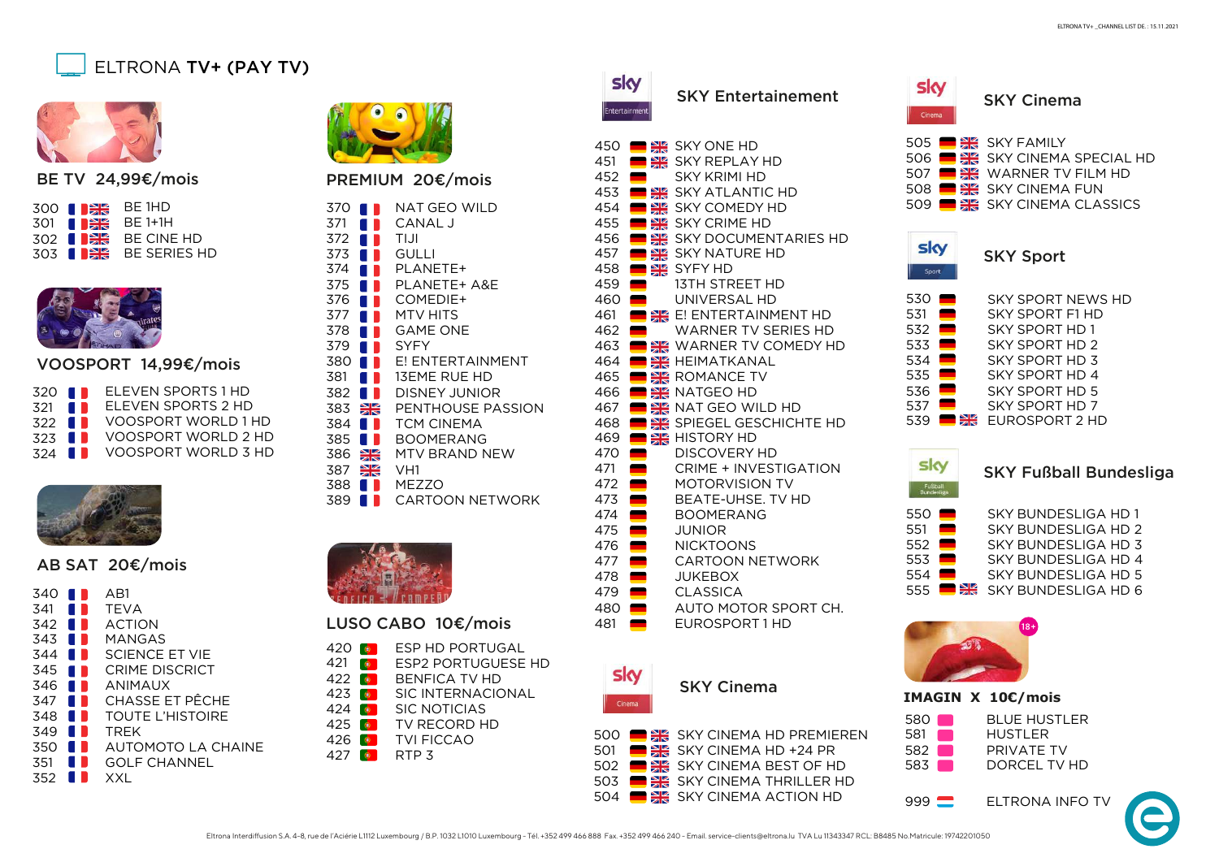# ELTRONA **TV+ (PAY TV)**

## BE TV 24,99€/mois

| | |
|---|---|
| 300 | BE 1HD |
| 301 | BE 1+1H |
| 302 | BE CINE HD |
| 303 | BE SERIES HD |

## VOOSPORT 14,99€/mois

| | |
|---|---|
| 320 | ELEVEN SPORTS 1 HD |
| 321 | ELEVEN SPORTS 2 HD |
| 322 | VOOSPORT WORLD 1 HD |
| 323 | VOOSPORT WORLD 2 HD |
| 324 | VOOSPORT WORLD 3 HD |

## AB SAT 20€/mois

| | |
|---|---|
| 340 | AB1 |
| 341 | TEVA |
| 342 | ACTION |
| 343 | MANGAS |
| 344 | SCIENCE ET VIE |
| 345 | CRIME DISCRICT |
| 346 | ANIMAUX |
| 347 | CHASSE ET PÊCHE |
| 348 | TOUTE L'HISTOIRE |
| 349 | TREK |
| 350 | AUTOMOTO LA CHAINE |
| 351 | GOLF CHANNEL |
| 352 | XXL |

## PREMIUM 20€/mois

| | |
|---|---|
| 370 | NAT GEO WILD |
| 371 | CANAL J |
| 372 | TIJI |
| 373 | GULLI |
| 374 | PLANETE+ |
| 375 | PLANETE+ A&E |
| 376 | COMEDIE+ |
| 377 | MTV HITS |
| 378 | GAME ONE |
| 379 | SYFY |
| 380 | E! ENTERTAINMENT |
| 381 | 13EME RUE HD |
| 382 | DISNEY JUNIOR |
| 383 | PENTHOUSE PASSION |
| 384 | TCM CINEMA |
| 385 | BOOMERANG |
| 386 | MTV BRAND NEW |
| 387 | VH1 |
| 388 | MEZZO |
| 389 | CARTOON NETWORK |

## LUSO CABO 10€/mois

| | |
|---|---|
| 420 | ESP HD PORTUGAL |
| 421 | ESP2 PORTUGUESE HD |
| 422 | BENFICA TV HD |
| 423 | SIC INTERNACIONAL |
| 424 | SIC NOTICIAS |
| 425 | TV RECORD HD |
| 426 | TVI FICCAO |
| 427 | RTP 3 |

## SKY Entertainement

| | |
|---|---|
| 450 | SKY ONE HD |
| 451 | SKY REPLAY HD |
| 452 | SKY KRIMI HD |
| 453 | SKY ATLANTIC HD |
| 454 | SKY COMEDY HD |
| 455 | SKY CRIME HD |
| 456 | SKY DOCUMENTARIES HD |
| 457 | SKY NATURE HD |
| 458 | SYFY HD |
| 459 | 13TH STREET HD |
| 460 | UNIVERSAL HD |
| 461 | E! ENTERTAINMENT HD |
| 462 | WARNER TV SERIES HD |
| 463 | WARNER TV COMEDY HD |
| 464 | HEIMATKANAL |
| 465 | ROMANCE TV |
| 466 | NATGEO HD |
| 467 | NAT GEO WILD HD |
| 468 | SPIEGEL GESCHICHTE HD |
| 469 | HISTORY HD |
| 470 | DISCOVERY HD |
| 471 | CRIME + INVESTIGATION |
| 472 | MOTORVISION TV |
| 473 | BEATE-UHSE. TV HD |
| 474 | BOOMERANG |
| 475 | JUNIOR |
| 476 | NICKTOONS |
| 477 | CARTOON NETWORK |
| 478 | JUKEBOX |
| 479 | CLASSICA |
| 480 | AUTO MOTOR SPORT CH. |
| 481 | EUROSPORT 1 HD |

## SKY Cinema

| | |
|---|---|
| 500 | SKY CINEMA HD PREMIEREN |
| 501 | SKY CINEMA HD +24 PR |
| 502 | SKY CINEMA BEST OF HD |
| 503 | SKY CINEMA THRILLER HD |
| 504 | SKY CINEMA ACTION HD |

## SKY Cinema

| | |
|---|---|
| 505 | SKY FAMILY |
| 506 | SKY CINEMA SPECIAL HD |
| 507 | WARNER TV FILM HD |
| 508 | SKY CINEMA FUN |
| 509 | SKY CINEMA CLASSICS |

## SKY Sport

| | |
|---|---|
| 530 | SKY SPORT NEWS HD |
| 531 | SKY SPORT F1 HD |
| 532 | SKY SPORT HD 1 |
| 533 | SKY SPORT HD 2 |
| 534 | SKY SPORT HD 3 |
| 535 | SKY SPORT HD 4 |
| 536 | SKY SPORT HD 5 |
| 537 | SKY SPORT HD 7 |
| 539 | EUROSPORT 2 HD |

## SKY Fußball Bundesliga

| | |
|---|---|
| 550 | SKY BUNDESLIGA HD 1 |
| 551 | SKY BUNDESLIGA HD 2 |
| 552 | SKY BUNDESLIGA HD 3 |
| 553 | SKY BUNDESLIGA HD 4 |
| 554 | SKY BUNDESLIGA HD 5 |
| 555 | SKY BUNDESLIGA HD 6 |

## IMAGIN X 10€/mois

18+

| | |
|---|---|
| 580 | BLUE HUSTLER |
| 581 | HUSTLER |
| 582 | PRIVATE TV |
| 583 | DORCEL TV HD |

| | |
|---|---|
| 999 | ELTRONA INFO TV |

Eltrona Interdiffusion S.A. 4-8, rue de l'Aciérie L1112 Luxembourg / B.P. 1032 L1010 Luxembourg - Tél. +352 499 466 888 Fax. +352 499 466 240 - Email. service-clients@eltrona.lu TVA Lu 11343347 RCL: B8485 No.Matricule: 19742201050